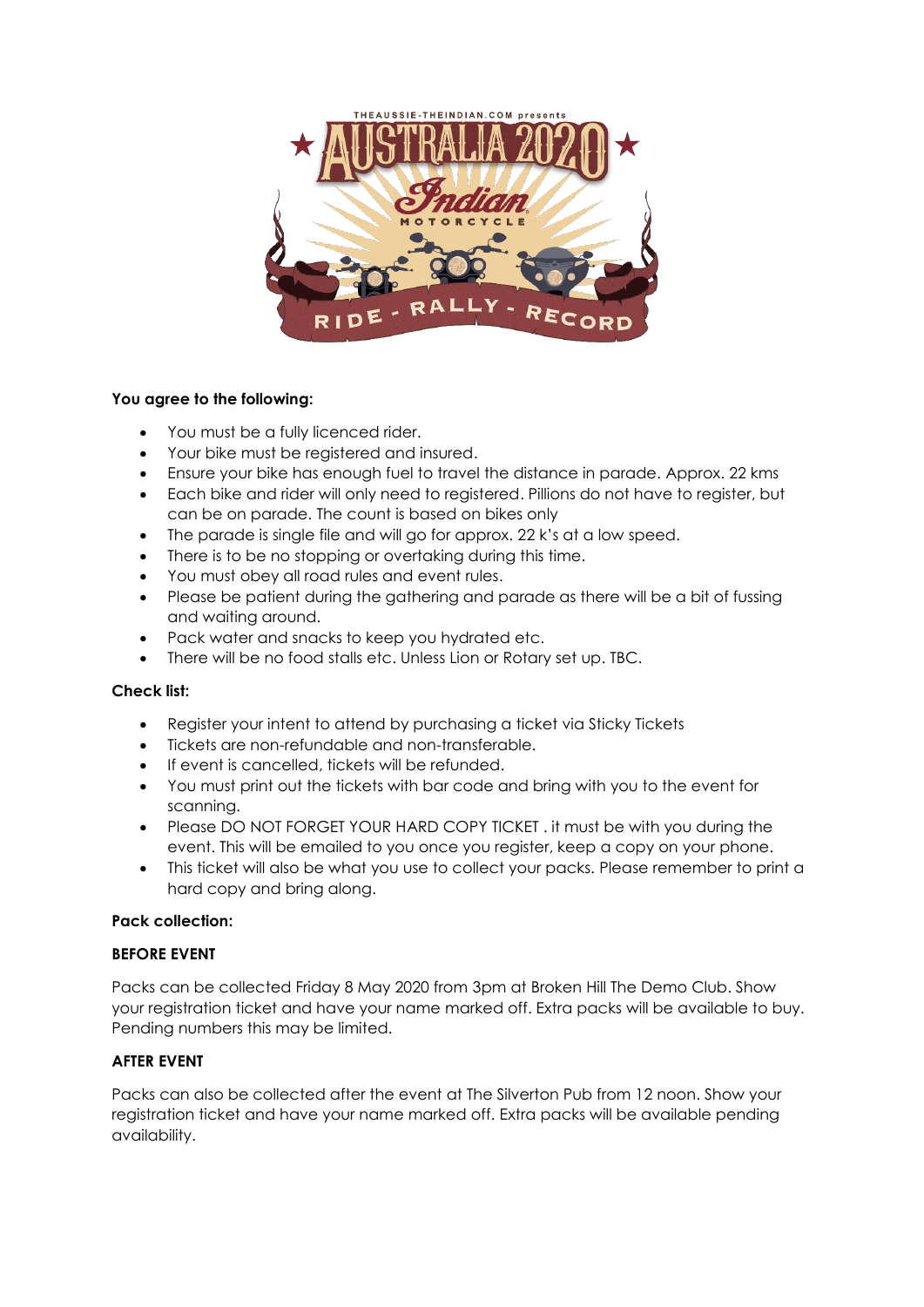THEAUSSIE-THEINDIAN.COM presents

# AUSTRALIA 2020

Indian MOTORCYCLE

RIDE - RALLY - RECORD

**You agree to the following:**

- You must be a fully licenced rider.
- Your bike must be registered and insured.
- Ensure your bike has enough fuel to travel the distance in parade. Approx. 22 kms
- Each bike and rider will only need to registered. Pillions do not have to register, but can be on parade. The count is based on bikes only
- The parade is single file and will go for approx. 22 k's at a low speed.
- There is to be no stopping or overtaking during this time.
- You must obey all road rules and event rules.
- Please be patient during the gathering and parade as there will be a bit of fussing and waiting around.
- Pack water and snacks to keep you hydrated etc.
- There will be no food stalls etc. Unless Lion or Rotary set up. TBC.

**Check list:**

- Register your intent to attend by purchasing a ticket via Sticky Tickets
- Tickets are non-refundable and non-transferable.
- If event is cancelled, tickets will be refunded.
- You must print out the tickets with bar code and bring with you to the event for scanning.
- Please DO NOT FORGET YOUR HARD COPY TICKET . it must be with you during the event. This will be emailed to you once you register, keep a copy on your phone.
- This ticket will also be what you use to collect your packs. Please remember to print a hard copy and bring along.

**Pack collection:**

**BEFORE EVENT**

Packs can be collected Friday 8 May 2020 from 3pm at Broken Hill The Demo Club. Show your registration ticket and have your name marked off. Extra packs will be available to buy. Pending numbers this may be limited.

**AFTER EVENT**

Packs can also be collected after the event at The Silverton Pub from 12 noon. Show your registration ticket and have your name marked off. Extra packs will be available pending availability.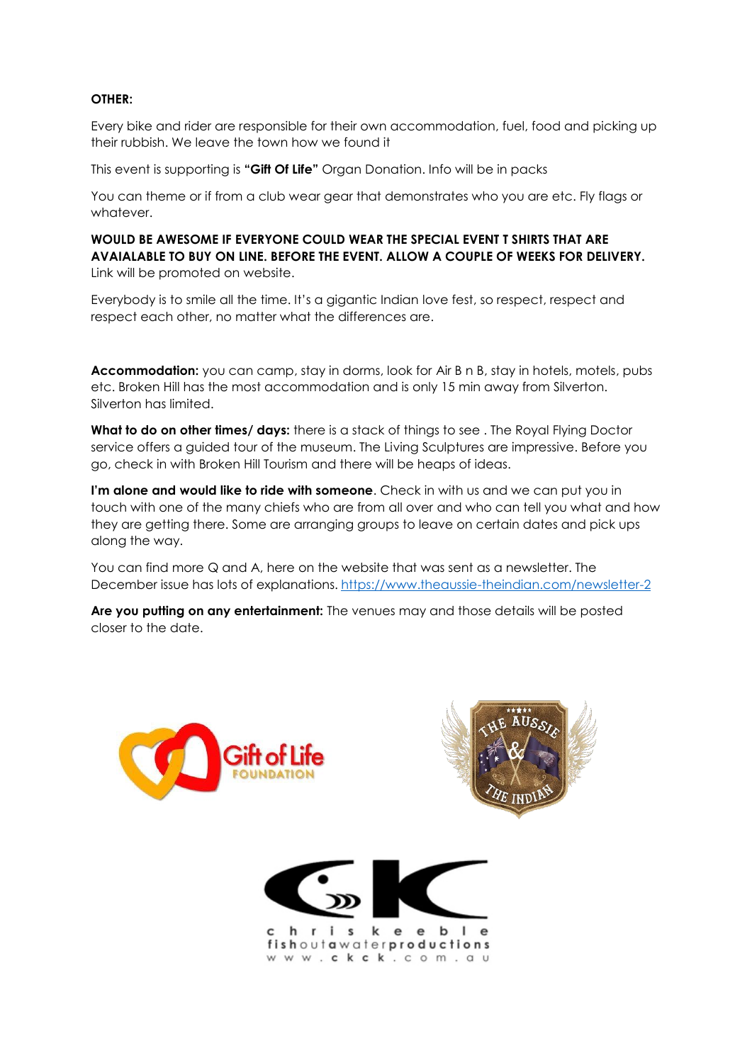**OTHER:**

Every bike and rider are responsible for their own accommodation, fuel, food and picking up their rubbish. We leave the town how we found it

This event is supporting is **"Gift Of Life"** Organ Donation. Info will be in packs

You can theme or if from a club wear gear that demonstrates who you are etc. Fly flags or whatever.

**WOULD BE AWESOME IF EVERYONE COULD WEAR THE SPECIAL EVENT T SHIRTS THAT ARE AVAIALABLE TO BUY ON LINE. BEFORE THE EVENT. ALLOW A COUPLE OF WEEKS FOR DELIVERY.** Link will be promoted on website.

Everybody is to smile all the time. It's a gigantic Indian love fest, so respect, respect and respect each other, no matter what the differences are.

**Accommodation:** you can camp, stay in dorms, look for Air B n B, stay in hotels, motels, pubs etc. Broken Hill has the most accommodation and is only 15 min away from Silverton. Silverton has limited.

**What to do on other times/ days:** there is a stack of things to see . The Royal Flying Doctor service offers a guided tour of the museum. The Living Sculptures are impressive. Before you go, check in with Broken Hill Tourism and there will be heaps of ideas.

**I'm alone and would like to ride with someone**. Check in with us and we can put you in touch with one of the many chiefs who are from all over and who can tell you what and how they are getting there. Some are arranging groups to leave on certain dates and pick ups along the way.

You can find more Q and A, here on the website that was sent as a newsletter. The December issue has lots of explanations. https://www.theaussie-theindian.com/newsletter-2

**Are you putting on any entertainment:** The venues may and those details will be posted closer to the date.

Gift of Life FOUNDATION

THE AUSSIE & THE INDIAN

chris keeble
fishoutawaterproductions
www.ckck.com.au